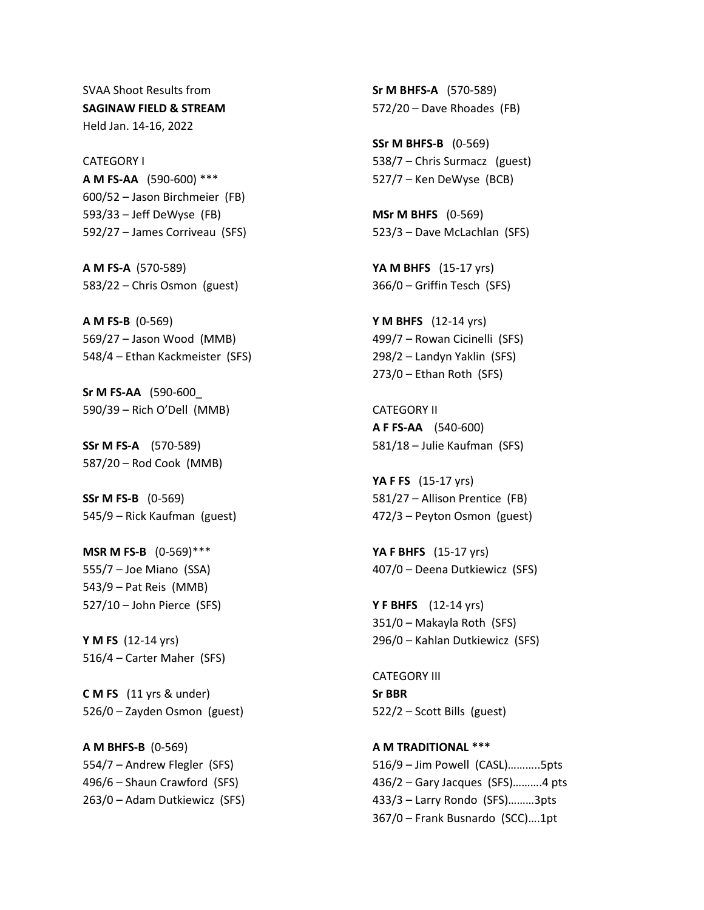SVAA Shoot Results from
**SAGINAW FIELD & STREAM**
Held Jan. 14-16, 2022

CATEGORY I

**A M FS-AA** (590-600) ***
600/52 – Jason Birchmeier (FB)
593/33 – Jeff DeWyse (FB)
592/27 – James Corriveau (SFS)

**A M FS-A** (570-589)
583/22 – Chris Osmon (guest)

**A M FS-B** (0-569)
569/27 – Jason Wood (MMB)
548/4 – Ethan Kackmeister (SFS)

**Sr M FS-AA** (590-600_
590/39 – Rich O'Dell (MMB)

**SSr M FS-A** (570-589)
587/20 – Rod Cook (MMB)

**SSr M FS-B** (0-569)
545/9 – Rick Kaufman (guest)

**MSR M FS-B** (0-569)***
555/7 – Joe Miano (SSA)
543/9 – Pat Reis (MMB)
527/10 – John Pierce (SFS)

**Y M FS** (12-14 yrs)
516/4 – Carter Maher (SFS)

**C M FS** (11 yrs & under)
526/0 – Zayden Osmon (guest)

**A M BHFS-B** (0-569)
554/7 – Andrew Flegler (SFS)
496/6 – Shaun Crawford (SFS)
263/0 – Adam Dutkiewicz (SFS)

**Sr M BHFS-A** (570-589)
572/20 – Dave Rhoades (FB)

**SSr M BHFS-B** (0-569)
538/7 – Chris Surmacz (guest)
527/7 – Ken DeWyse (BCB)

**MSr M BHFS** (0-569)
523/3 – Dave McLachlan (SFS)

**YA M BHFS** (15-17 yrs)
366/0 – Griffin Tesch (SFS)

**Y M BHFS** (12-14 yrs)
499/7 – Rowan Cicinelli (SFS)
298/2 – Landyn Yaklin (SFS)
273/0 – Ethan Roth (SFS)

CATEGORY II

**A F FS-AA** (540-600)
581/18 – Julie Kaufman (SFS)

**YA F FS** (15-17 yrs)
581/27 – Allison Prentice (FB)
472/3 – Peyton Osmon (guest)

**YA F BHFS** (15-17 yrs)
407/0 – Deena Dutkiewicz (SFS)

**Y F BHFS** (12-14 yrs)
351/0 – Makayla Roth (SFS)
296/0 – Kahlan Dutkiewicz (SFS)

CATEGORY III

**Sr BBR**
522/2 – Scott Bills (guest)

**A M TRADITIONAL** ***
516/9 – Jim Powell (CASL)………..5pts
436/2 – Gary Jacques (SFS)……….4 pts
433/3 – Larry Rondo (SFS)………3pts
367/0 – Frank Busnardo (SCC)….1pt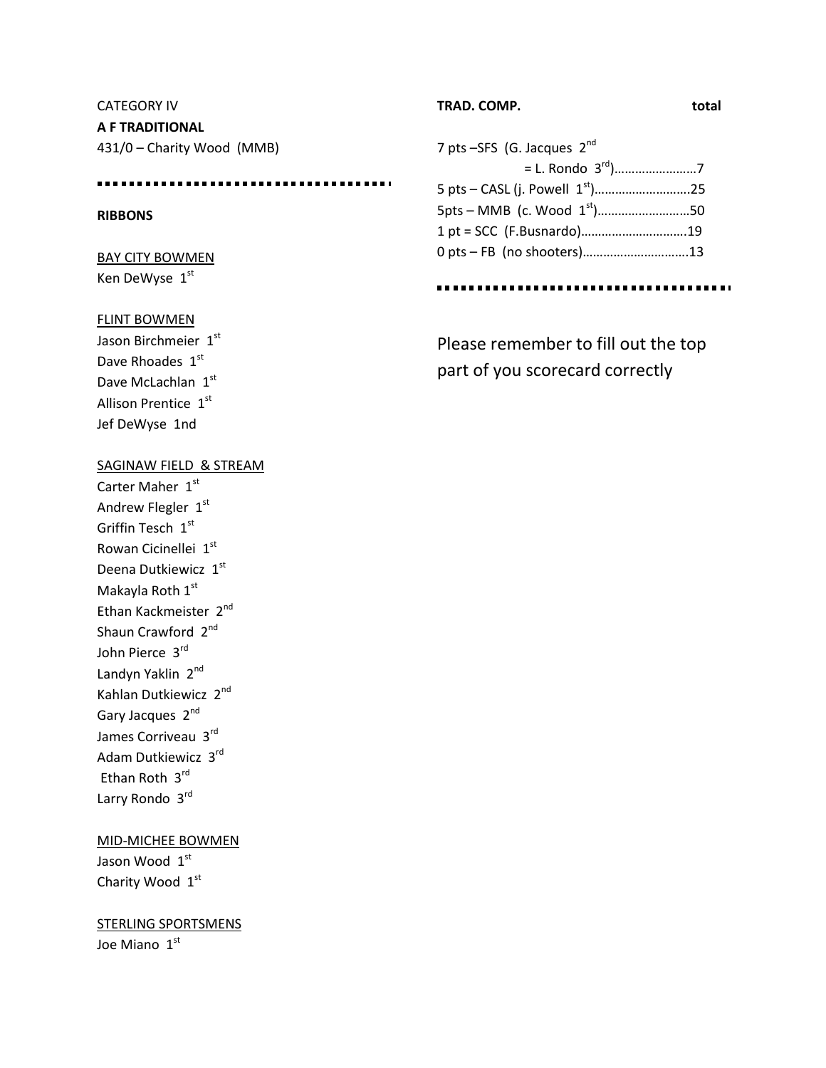CATEGORY IV

**A F TRADITIONAL**

431/0 – Charity Wood (MMB)

---

**RIBBONS**

BAY CITY BOWMEN

Ken DeWyse 1st

FLINT BOWMEN

Jason Birchmeier 1st

Dave Rhoades 1st

Dave McLachlan 1st

Allison Prentice 1st

Jef DeWyse 1nd

SAGINAW FIELD & STREAM

Carter Maher 1st

Andrew Flegler 1st

Griffin Tesch 1st

Rowan Cicinellei 1st

Deena Dutkiewicz 1st

Makayla Roth 1st

Ethan Kackmeister 2nd

Shaun Crawford 2nd

John Pierce 3rd

Landyn Yaklin 2nd

Kahlan Dutkiewicz 2nd

Gary Jacques 2nd

James Corriveau 3rd

Adam Dutkiewicz 3rd

Ethan Roth 3rd

Larry Rondo 3rd

MID-MICHEE BOWMEN

Jason Wood 1st

Charity Wood 1st

STERLING SPORTSMENS

Joe Miano 1st

**TRAD. COMP.** **total**

7 pts –SFS (G. Jacques 2nd
= L. Rondo 3rd)……………………7

5 pts – CASL (j. Powell 1st)………………………25

5pts – MMB (c. Wood 1st)………………………50

1 pt = SCC (F.Busnardo)………………………….19

0 pts – FB (no shooters)………………………….13

---

Please remember to fill out the top part of you scorecard correctly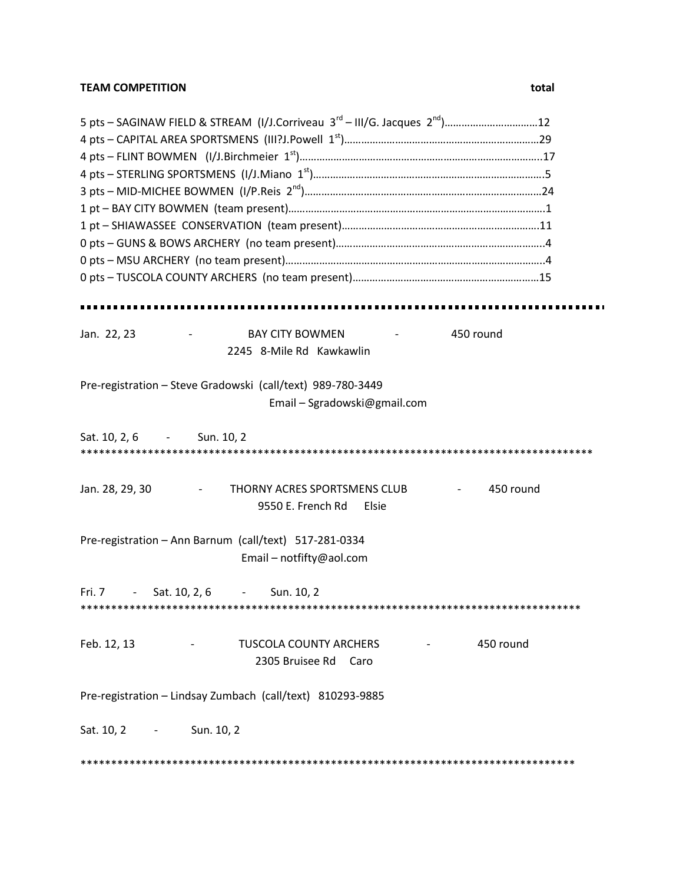**TEAM COMPETITION** **total**

5 pts – SAGINAW FIELD & STREAM (I/J.Corriveau 3rd – III/G. Jacques 2nd)……………………………12
4 pts – CAPITAL AREA SPORTSMENS (III?J.Powell 1st)……………………………………………………29
4 pts – FLINT BOWMEN (I/J.Birchmeier 1st)…………………………………………………………………..17
4 pts – STERLING SPORTSMENS (I/J.Miano 1st)…………………………………………………………….5
3 pts – MID-MICHEE BOWMEN (I/P.Reis 2nd)…………………………………………………………………24
1 pt – BAY CITY BOWMEN (team present)……………………………………………………………………….1
1 pt – SHIAWASSEE CONSERVATION (team present)………………………………………………………11
0 pts – GUNS & BOWS ARCHERY (no team present)…………………………………………………………..4
0 pts – MSU ARCHERY (no team present)……………………………………………………………………….4
0 pts – TUSCOLA COUNTY ARCHERS (no team present)……………………………………………………15

---

Jan. 22, 23 - BAY CITY BOWMEN - 450 round
2245 8-Mile Rd Kawkawlin

Pre-registration – Steve Gradowski (call/text) 989-780-3449
Email – Sgradowski@gmail.com

Sat. 10, 2, 6 - Sun. 10, 2

***

Jan. 28, 29, 30 - THORNY ACRES SPORTSMENS CLUB - 450 round
9550 E. French Rd Elsie

Pre-registration – Ann Barnum (call/text) 517-281-0334
Email – notfifty@aol.com

Fri. 7 - Sat. 10, 2, 6 - Sun. 10, 2

***

Feb. 12, 13 - TUSCOLA COUNTY ARCHERS - 450 round
2305 Bruisee Rd Caro

Pre-registration – Lindsay Zumbach (call/text) 810293-9885

Sat. 10, 2 - Sun. 10, 2

***